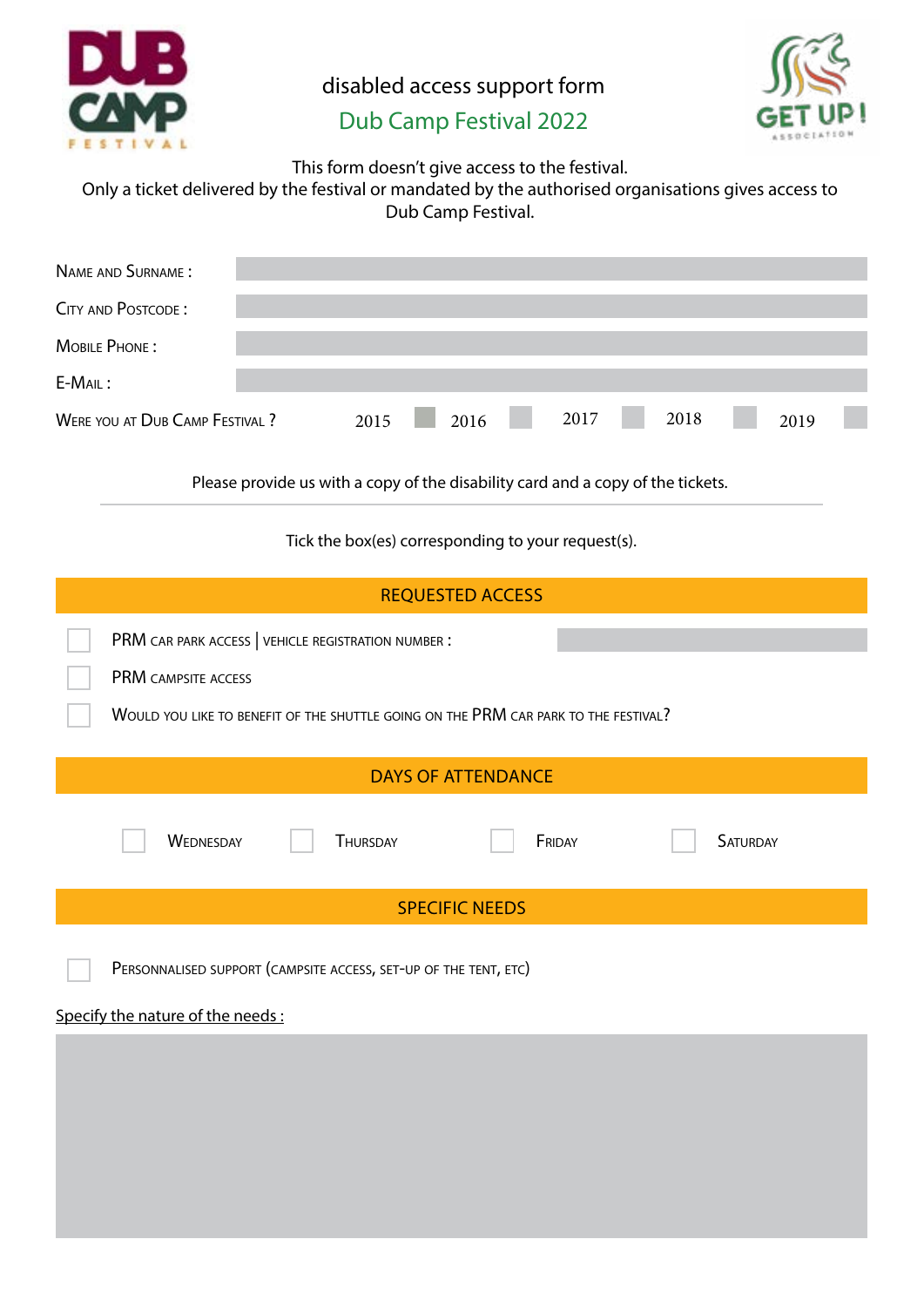# disabled access support form

## Dub Camp Festival 2022

This form doesn't give access to the festival.
Only a ticket delivered by the festival or mandated by the authorised organisations gives access to Dub Camp Festival.

Name and Surname :

City and Postcode :

Mobile Phone :

E-Mail :

Were you at Dub Camp Festival ? 2015 ☐ 2016 ☐ 2017 ☐ 2018 ☐ 2019 ☐

Please provide us with a copy of the disability card and a copy of the tickets.

---

Tick the box(es) corresponding to your request(s).

## REQUESTED ACCESS

- ☐ PRM car park access | vehicle registration number :
- ☐ PRM campsite access
- ☐ Would you like to benefit of the shuttle going on the PRM car park to the festival?

## DAYS OF ATTENDANCE

☐ Wednesday ☐ Thursday ☐ Friday ☐ Saturday

## SPECIFIC NEEDS

- ☐ Personnalised support (campsite access, set-up of the tent, etc)

Specify the nature of the needs :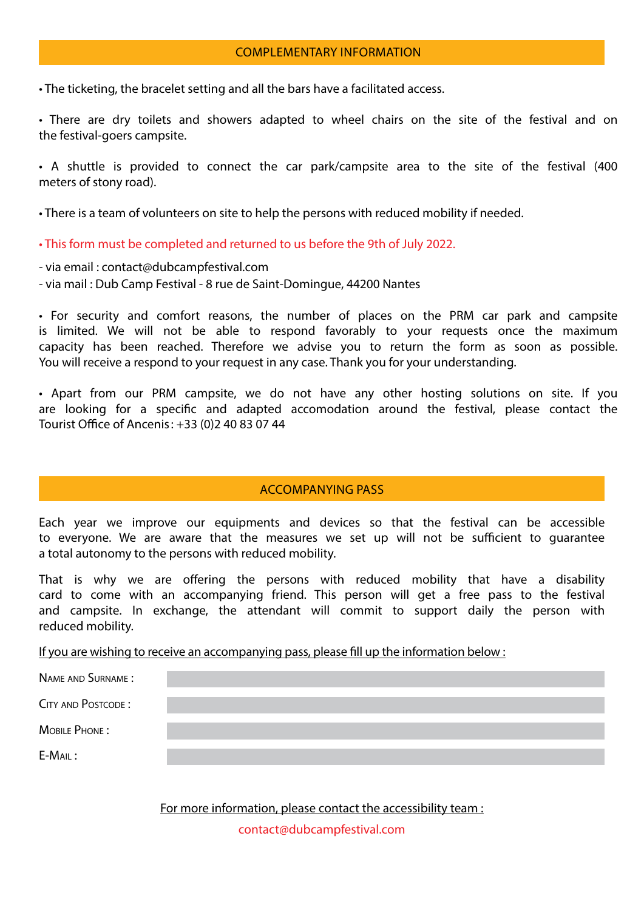## COMPLEMENTARY INFORMATION

• The ticketing, the bracelet setting and all the bars have a facilitated access.

• There are dry toilets and showers adapted to wheel chairs on the site of the festival and on the festival-goers campsite.

• A shuttle is provided to connect the car park/campsite area to the site of the festival (400 meters of stony road).

• There is a team of volunteers on site to help the persons with reduced mobility if needed.

• This form must be completed and returned to us before the 9th of July 2022.

- via email : contact@dubcampfestival.com
- via mail : Dub Camp Festival - 8 rue de Saint-Domingue, 44200 Nantes

• For security and comfort reasons, the number of places on the PRM car park and campsite is limited. We will not be able to respond favorably to your requests once the maximum capacity has been reached. Therefore we advise you to return the form as soon as possible. You will receive a respond to your request in any case. Thank you for your understanding.

• Apart from our PRM campsite, we do not have any other hosting solutions on site. If you are looking for a specific and adapted accomodation around the festival, please contact the Tourist Office of Ancenis : +33 (0)2 40 83 07 44

## ACCOMPANYING PASS

Each year we improve our equipments and devices so that the festival can be accessible to everyone. We are aware that the measures we set up will not be sufficient to guarantee a total autonomy to the persons with reduced mobility.

That is why we are offering the persons with reduced mobility that have a disability card to come with an accompanying friend. This person will get a free pass to the festival and campsite. In exchange, the attendant will commit to support daily the person with reduced mobility.

If you are wishing to receive an accompanying pass, please fill up the information below :

Name and Surname :

City and Postcode :

Mobile Phone :

E-Mail :

For more information, please contact the accessibility team :

contact@dubcampfestival.com